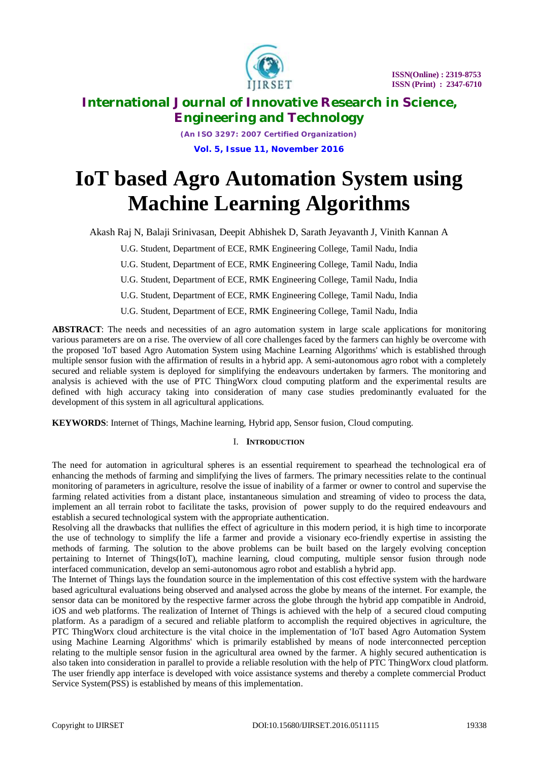# IoT based Agro Automation System using Machine Learning Algorithms

Akash Raj N, Balaji Srinivasan, Deepit Abhishek D, Sarath Jeyavanth J, Vinith Kannan A

U.G. Student, Department of ECE, RMK Engineering College, Tamil Nadu, India

U.G. Student, Department of ECE, RMK Engineering College, Tamil Nadu, India

U.G. Student, Department of ECE, RMK Engineering College, Tamil Nadu, India

U.G. Student, Department of ECE, RMK Engineering College, Tamil Nadu, India

U.G. Student, Department of ECE, RMK Engineering College, Tamil Nadu, India

**ABSTRACT**: The needs and necessities of an agro automation system in large scale applications for monitoring various parameters are on a rise. The overview of all core challenges faced by the farmers can highly be overcome with the proposed 'IoT based Agro Automation System using Machine Learning Algorithms' which is established through multiple sensor fusion with the affirmation of results in a hybrid app. A semi-autonomous agro robot with a completely secured and reliable system is deployed for simplifying the endeavours undertaken by farmers. The monitoring and analysis is achieved with the use of PTC ThingWorx cloud computing platform and the experimental results are defined with high accuracy taking into consideration of many case studies predominantly evaluated for the development of this system in all agricultural applications.

**KEYWORDS**: Internet of Things, Machine learning, Hybrid app, Sensor fusion, Cloud computing.

## I. INTRODUCTION

The need for automation in agricultural spheres is an essential requirement to spearhead the technological era of enhancing the methods of farming and simplifying the lives of farmers. The primary necessities relate to the continual monitoring of parameters in agriculture, resolve the issue of inability of a farmer or owner to control and supervise the farming related activities from a distant place, instantaneous simulation and streaming of video to process the data, implement an all terrain robot to facilitate the tasks, provision of power supply to do the required endeavours and establish a secured technological system with the appropriate authentication.

Resolving all the drawbacks that nullifies the effect of agriculture in this modern period, it is high time to incorporate the use of technology to simplify the life a farmer and provide a visionary eco-friendly expertise in assisting the methods of farming. The solution to the above problems can be built based on the largely evolving conception pertaining to Internet of Things(IoT), machine learning, cloud computing, multiple sensor fusion through node interfaced communication, develop an semi-autonomous agro robot and establish a hybrid app.

The Internet of Things lays the foundation source in the implementation of this cost effective system with the hardware based agricultural evaluations being observed and analysed across the globe by means of the internet. For example, the sensor data can be monitored by the respective farmer across the globe through the hybrid app compatible in Android, iOS and web platforms. The realization of Internet of Things is achieved with the help of a secured cloud computing platform. As a paradigm of a secured and reliable platform to accomplish the required objectives in agriculture, the PTC ThingWorx cloud architecture is the vital choice in the implementation of 'IoT based Agro Automation System using Machine Learning Algorithms' which is primarily established by means of node interconnected perception relating to the multiple sensor fusion in the agricultural area owned by the farmer. A highly secured authentication is also taken into consideration in parallel to provide a reliable resolution with the help of PTC ThingWorx cloud platform. The user friendly app interface is developed with voice assistance systems and thereby a complete commercial Product Service System(PSS) is established by means of this implementation.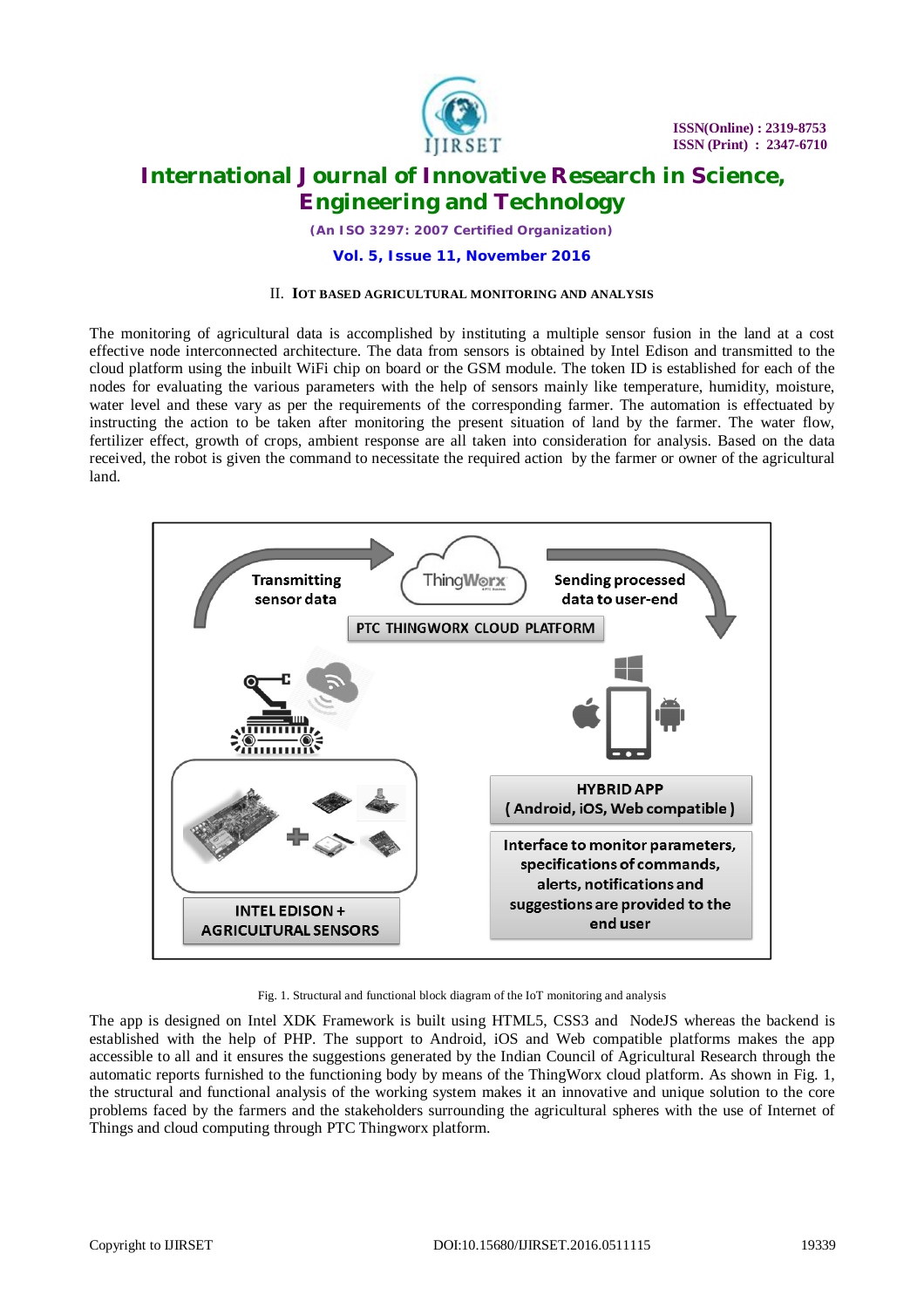## II. IOT BASED AGRICULTURAL MONITORING AND ANALYSIS

The monitoring of agricultural data is accomplished by instituting a multiple sensor fusion in the land at a cost effective node interconnected architecture. The data from sensors is obtained by Intel Edison and transmitted to the cloud platform using the inbuilt WiFi chip on board or the GSM module. The token ID is established for each of the nodes for evaluating the various parameters with the help of sensors mainly like temperature, humidity, moisture, water level and these vary as per the requirements of the corresponding farmer. The automation is effectuated by instructing the action to be taken after monitoring the present situation of land by the farmer. The water flow, fertilizer effect, growth of crops, ambient response are all taken into consideration for analysis. Based on the data received, the robot is given the command to necessitate the required action by the farmer or owner of the agricultural land.

Fig. 1. Structural and functional block diagram of the IoT monitoring and analysis

The app is designed on Intel XDK Framework is built using HTML5, CSS3 and NodeJS whereas the backend is established with the help of PHP. The support to Android, iOS and Web compatible platforms makes the app accessible to all and it ensures the suggestions generated by the Indian Council of Agricultural Research through the automatic reports furnished to the functioning body by means of the ThingWorx cloud platform. As shown in Fig. 1, the structural and functional analysis of the working system makes it an innovative and unique solution to the core problems faced by the farmers and the stakeholders surrounding the agricultural spheres with the use of Internet of Things and cloud computing through PTC Thingworx platform.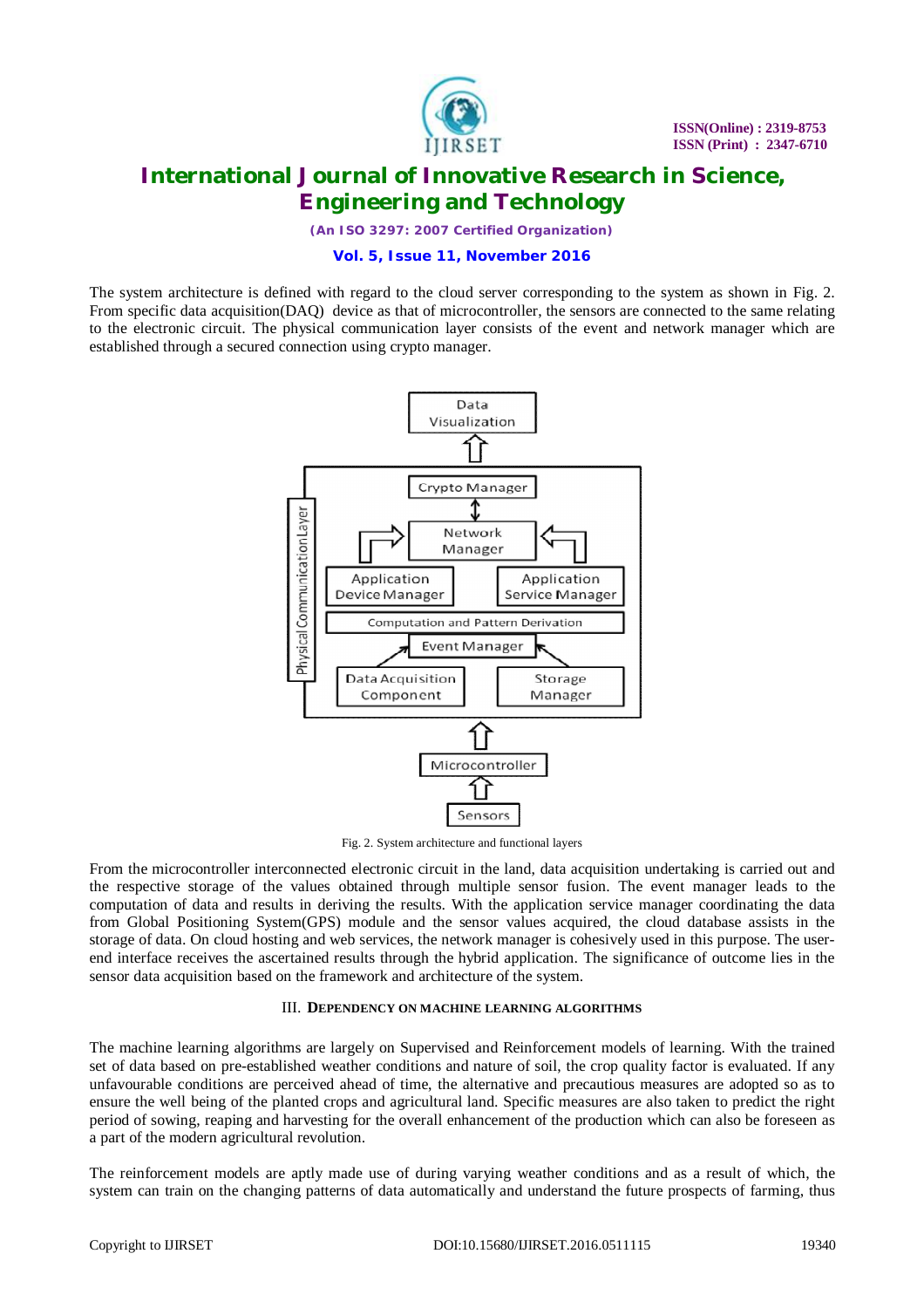The system architecture is defined with regard to the cloud server corresponding to the system as shown in Fig. 2. From specific data acquisition(DAQ) device as that of microcontroller, the sensors are connected to the same relating to the electronic circuit. The physical communication layer consists of the event and network manager which are established through a secured connection using crypto manager.

Fig. 2. System architecture and functional layers

From the microcontroller interconnected electronic circuit in the land, data acquisition undertaking is carried out and the respective storage of the values obtained through multiple sensor fusion. The event manager leads to the computation of data and results in deriving the results. With the application service manager coordinating the data from Global Positioning System(GPS) module and the sensor values acquired, the cloud database assists in the storage of data. On cloud hosting and web services, the network manager is cohesively used in this purpose. The user-end interface receives the ascertained results through the hybrid application. The significance of outcome lies in the sensor data acquisition based on the framework and architecture of the system.

## III. DEPENDENCY ON MACHINE LEARNING ALGORITHMS

The machine learning algorithms are largely on Supervised and Reinforcement models of learning. With the trained set of data based on pre-established weather conditions and nature of soil, the crop quality factor is evaluated. If any unfavourable conditions are perceived ahead of time, the alternative and precautious measures are adopted so as to ensure the well being of the planted crops and agricultural land. Specific measures are also taken to predict the right period of sowing, reaping and harvesting for the overall enhancement of the production which can also be foreseen as a part of the modern agricultural revolution.

The reinforcement models are aptly made use of during varying weather conditions and as a result of which, the system can train on the changing patterns of data automatically and understand the future prospects of farming, thus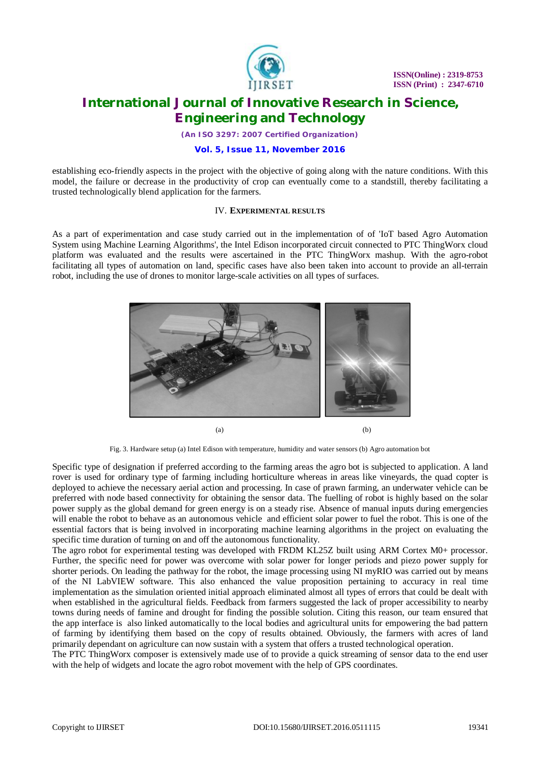establishing eco-friendly aspects in the project with the objective of going along with the nature conditions. With this model, the failure or decrease in the productivity of crop can eventually come to a standstill, thereby facilitating a trusted technologically blend application for the farmers.

## IV. EXPERIMENTAL RESULTS

As a part of experimentation and case study carried out in the implementation of of 'IoT based Agro Automation System using Machine Learning Algorithms', the Intel Edison incorporated circuit connected to PTC ThingWorx cloud platform was evaluated and the results were ascertained in the PTC ThingWorx mashup. With the agro-robot facilitating all types of automation on land, specific cases have also been taken into account to provide an all-terrain robot, including the use of drones to monitor large-scale activities on all types of surfaces.

(a) (b)

Fig. 3. Hardware setup (a) Intel Edison with temperature, humidity and water sensors (b) Agro automation bot

Specific type of designation if preferred according to the farming areas the agro bot is subjected to application. A land rover is used for ordinary type of farming including horticulture whereas in areas like vineyards, the quad copter is deployed to achieve the necessary aerial action and processing. In case of prawn farming, an underwater vehicle can be preferred with node based connectivity for obtaining the sensor data. The fuelling of robot is highly based on the solar power supply as the global demand for green energy is on a steady rise. Absence of manual inputs during emergencies will enable the robot to behave as an autonomous vehicle and efficient solar power to fuel the robot. This is one of the essential factors that is being involved in incorporating machine learning algorithms in the project on evaluating the specific time duration of turning on and off the autonomous functionality.

The agro robot for experimental testing was developed with FRDM KL25Z built using ARM Cortex M0+ processor. Further, the specific need for power was overcome with solar power for longer periods and piezo power supply for shorter periods. On leading the pathway for the robot, the image processing using NI myRIO was carried out by means of the NI LabVIEW software. This also enhanced the value proposition pertaining to accuracy in real time implementation as the simulation oriented initial approach eliminated almost all types of errors that could be dealt with when established in the agricultural fields. Feedback from farmers suggested the lack of proper accessibility to nearby towns during needs of famine and drought for finding the possible solution. Citing this reason, our team ensured that the app interface is also linked automatically to the local bodies and agricultural units for empowering the bad pattern of farming by identifying them based on the copy of results obtained. Obviously, the farmers with acres of land primarily dependant on agriculture can now sustain with a system that offers a trusted technological operation.

The PTC ThingWorx composer is extensively made use of to provide a quick streaming of sensor data to the end user with the help of widgets and locate the agro robot movement with the help of GPS coordinates.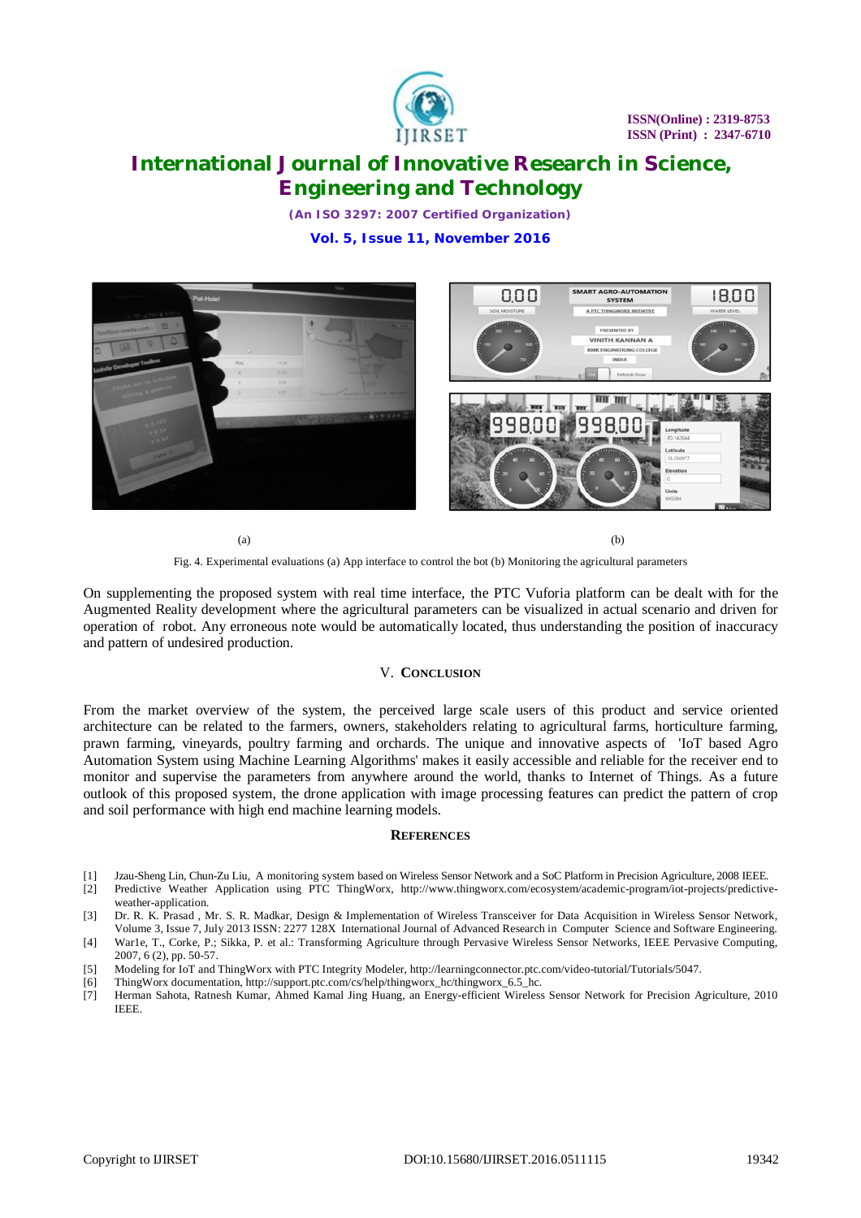(a) (b)

Fig. 4. Experimental evaluations (a) App interface to control the bot (b) Monitoring the agricultural parameters

On supplementing the proposed system with real time interface, the PTC Vuforia platform can be dealt with for the Augmented Reality development where the agricultural parameters can be visualized in actual scenario and driven for operation of robot. Any erroneous note would be automatically located, thus understanding the position of inaccuracy and pattern of undesired production.

## V. Conclusion

From the market overview of the system, the perceived large scale users of this product and service oriented architecture can be related to the farmers, owners, stakeholders relating to agricultural farms, horticulture farming, prawn farming, vineyards, poultry farming and orchards. The unique and innovative aspects of 'IoT based Agro Automation System using Machine Learning Algorithms' makes it easily accessible and reliable for the receiver end to monitor and supervise the parameters from anywhere around the world, thanks to Internet of Things. As a future outlook of this proposed system, the drone application with image processing features can predict the pattern of crop and soil performance with high end machine learning models.

## References

[1] Jzau-Sheng Lin, Chun-Zu Liu, A monitoring system based on Wireless Sensor Network and a SoC Platform in Precision Agriculture, 2008 IEEE.
[2] Predictive Weather Application using PTC ThingWorx, http://www.thingworx.com/ecosystem/academic-program/iot-projects/predictive-weather-application.
[3] Dr. R. K. Prasad , Mr. S. R. Madkar, Design & Implementation of Wireless Transceiver for Data Acquisition in Wireless Sensor Network, Volume 3, Issue 7, July 2013 ISSN: 2277 128X International Journal of Advanced Research in Computer Science and Software Engineering.
[4] Warle, T., Corke, P.; Sikka, P. et al.: Transforming Agriculture through Pervasive Wireless Sensor Networks, IEEE Pervasive Computing, 2007, 6 (2), pp. 50-57.
[5] Modeling for IoT and ThingWorx with PTC Integrity Modeler, http://learningconnector.ptc.com/video-tutorial/Tutorials/5047.
[6] ThingWorx documentation, http://support.ptc.com/cs/help/thingworx_hc/thingworx_6.5_hc.
[7] Herman Sahota, Ratnesh Kumar, Ahmed Kamal Jing Huang, an Energy-efficient Wireless Sensor Network for Precision Agriculture, 2010 IEEE.